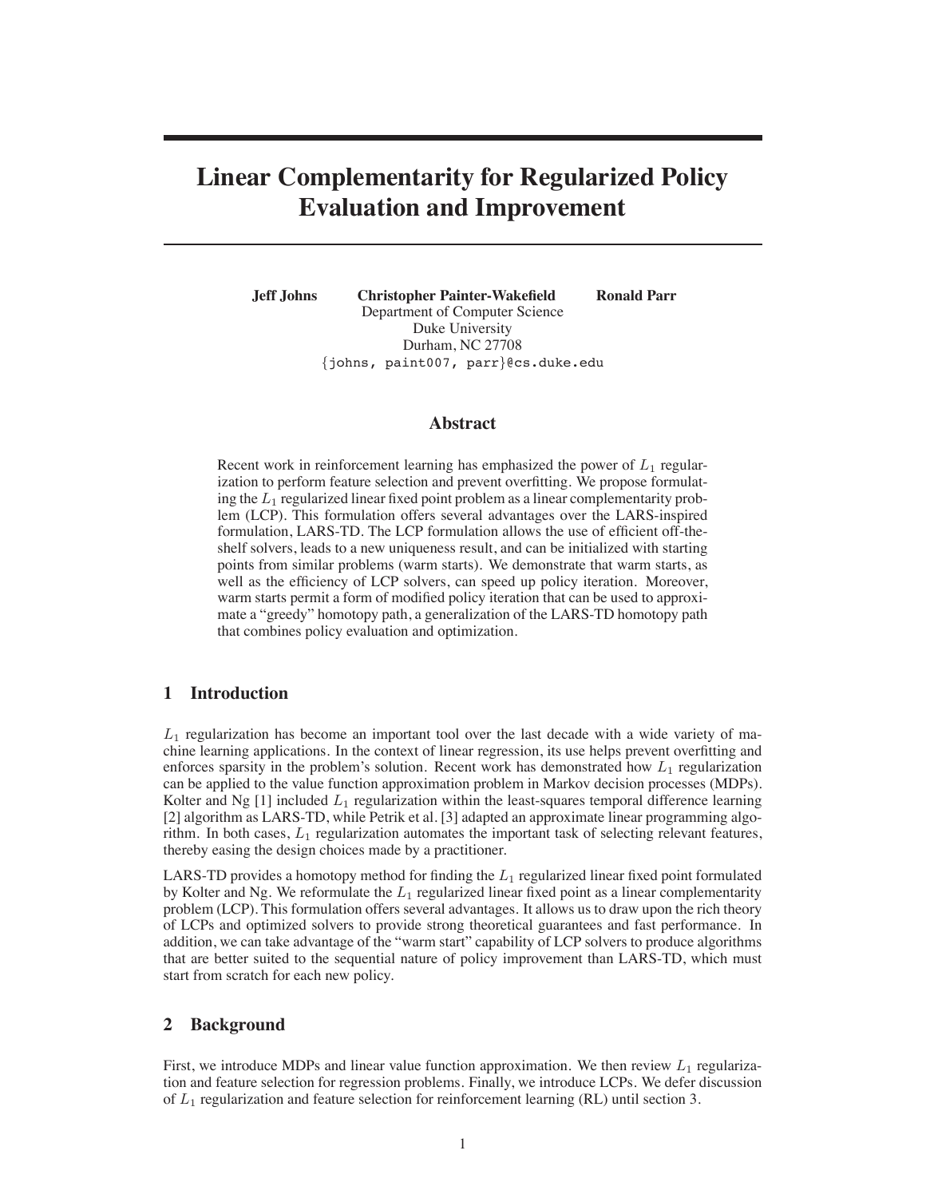# Linear Complementarity for Regularized Policy Evaluation and Improvement

**Jeff Johns** **Christopher Painter-Wakefield** **Ronald Parr**
Department of Computer Science
Duke University
Durham, NC 27708
{johns, paint007, parr}@cs.duke.edu

## Abstract

Recent work in reinforcement learning has emphasized the power of $L_1$ regularization to perform feature selection and prevent overfitting. We propose formulating the $L_1$ regularized linear fixed point problem as a linear complementarity problem (LCP). This formulation offers several advantages over the LARS-inspired formulation, LARS-TD. The LCP formulation allows the use of efficient off-the-shelf solvers, leads to a new uniqueness result, and can be initialized with starting points from similar problems (warm starts). We demonstrate that warm starts, as well as the efficiency of LCP solvers, can speed up policy iteration. Moreover, warm starts permit a form of modified policy iteration that can be used to approximate a "greedy" homotopy path, a generalization of the LARS-TD homotopy path that combines policy evaluation and optimization.

## 1 Introduction

$L_1$ regularization has become an important tool over the last decade with a wide variety of machine learning applications. In the context of linear regression, its use helps prevent overfitting and enforces sparsity in the problem's solution. Recent work has demonstrated how $L_1$ regularization can be applied to the value function approximation problem in Markov decision processes (MDPs). Kolter and Ng [1] included $L_1$ regularization within the least-squares temporal difference learning [2] algorithm as LARS-TD, while Petrik et al. [3] adapted an approximate linear programming algorithm. In both cases, $L_1$ regularization automates the important task of selecting relevant features, thereby easing the design choices made by a practitioner.

LARS-TD provides a homotopy method for finding the $L_1$ regularized linear fixed point formulated by Kolter and Ng. We reformulate the $L_1$ regularized linear fixed point as a linear complementarity problem (LCP). This formulation offers several advantages. It allows us to draw upon the rich theory of LCPs and optimized solvers to provide strong theoretical guarantees and fast performance. In addition, we can take advantage of the "warm start" capability of LCP solvers to produce algorithms that are better suited to the sequential nature of policy improvement than LARS-TD, which must start from scratch for each new policy.

## 2 Background

First, we introduce MDPs and linear value function approximation. We then review $L_1$ regularization and feature selection for regression problems. Finally, we introduce LCPs. We defer discussion of $L_1$ regularization and feature selection for reinforcement learning (RL) until section 3.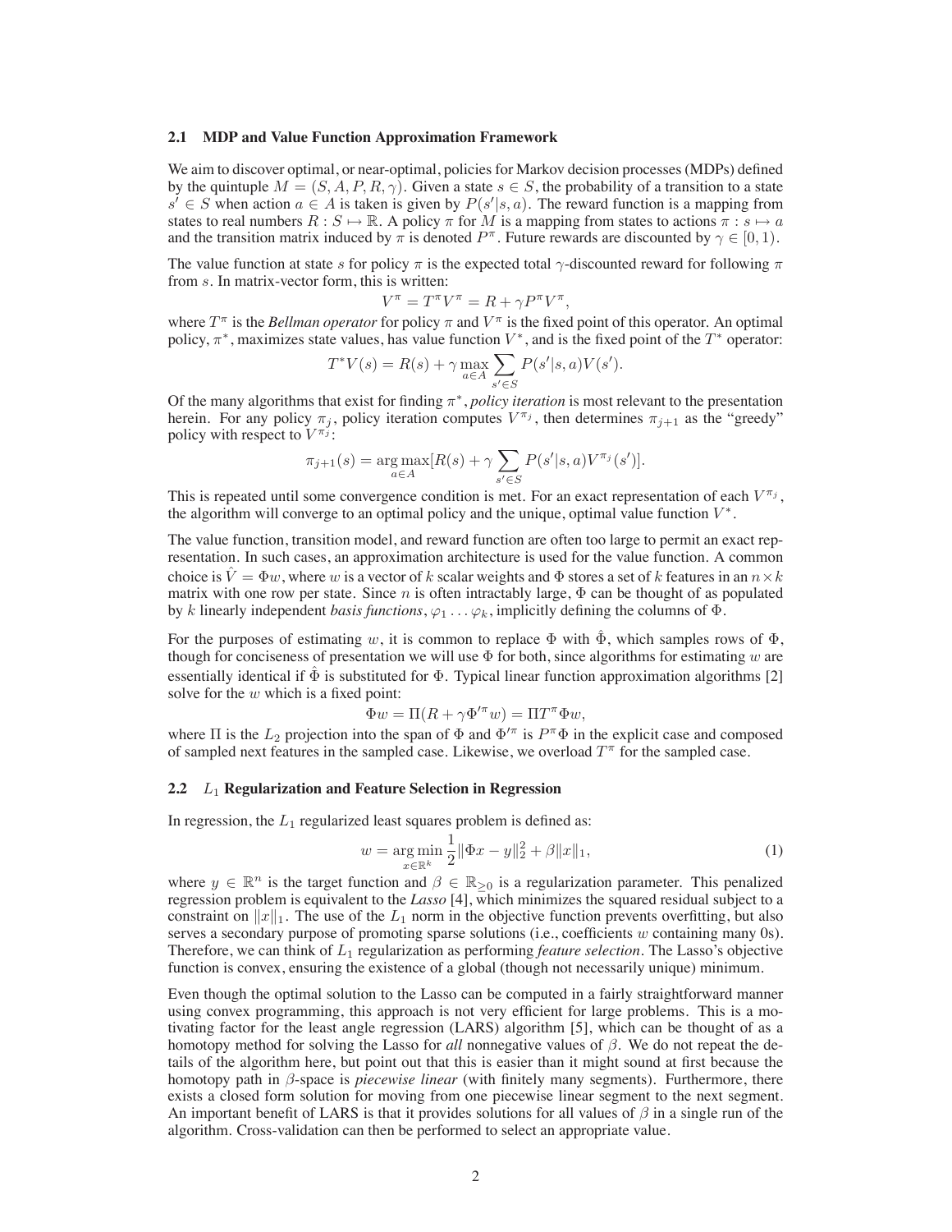### 2.1 MDP and Value Function Approximation Framework

We aim to discover optimal, or near-optimal, policies for Markov decision processes (MDPs) defined by the quintuple $M = (S, A, P, R, \gamma)$. Given a state $s \in S$, the probability of a transition to a state $s' \in S$ when action $a \in A$ is taken is given by $P(s'|s,a)$. The reward function is a mapping from states to real numbers $R : S \mapsto \mathbb{R}$. A policy $\pi$ for $M$ is a mapping from states to actions $\pi : s \mapsto a$ and the transition matrix induced by $\pi$ is denoted $P^\pi$. Future rewards are discounted by $\gamma \in [0, 1)$.

The value function at state $s$ for policy $\pi$ is the expected total $\gamma$-discounted reward for following $\pi$ from $s$. In matrix-vector form, this is written:

$$V^\pi = T^\pi V^\pi = R + \gamma P^\pi V^\pi,$$

where $T^\pi$ is the *Bellman operator* for policy $\pi$ and $V^\pi$ is the fixed point of this operator. An optimal policy, $\pi^*$, maximizes state values, has value function $V^*$, and is the fixed point of the $T^*$ operator:

$$T^* V(s) = R(s) + \gamma \max_{a \in A} \sum_{s' \in S} P(s'|s,a) V(s').$$

Of the many algorithms that exist for finding $\pi^*$, *policy iteration* is most relevant to the presentation herein. For any policy $\pi_j$, policy iteration computes $V^{\pi_j}$, then determines $\pi_{j+1}$ as the "greedy" policy with respect to $V^{\pi_j}$:

$$\pi_{j+1}(s) = \arg\max_{a \in A} [R(s) + \gamma \sum_{s' \in S} P(s'|s,a) V^{\pi_j}(s')].$$

This is repeated until some convergence condition is met. For an exact representation of each $V^{\pi_j}$, the algorithm will converge to an optimal policy and the unique, optimal value function $V^*$.

The value function, transition model, and reward function are often too large to permit an exact representation. In such cases, an approximation architecture is used for the value function. A common choice is $\hat{V} = \Phi w$, where $w$ is a vector of $k$ scalar weights and $\Phi$ stores a set of $k$ features in an $n \times k$ matrix with one row per state. Since $n$ is often intractably large, $\Phi$ can be thought of as populated by $k$ linearly independent *basis functions*, $\varphi_1 \ldots \varphi_k$, implicitly defining the columns of $\Phi$.

For the purposes of estimating $w$, it is common to replace $\Phi$ with $\hat{\Phi}$, which samples rows of $\Phi$, though for conciseness of presentation we will use $\Phi$ for both, since algorithms for estimating $w$ are essentially identical if $\hat{\Phi}$ is substituted for $\Phi$. Typical linear function approximation algorithms [2] solve for the $w$ which is a fixed point:

$$\Phi w = \Pi(R + \gamma \Phi'^\pi w) = \Pi T^\pi \Phi w,$$

where $\Pi$ is the $L_2$ projection into the span of $\Phi$ and $\Phi'^\pi$ is $P^\pi \Phi$ in the explicit case and composed of sampled next features in the sampled case. Likewise, we overload $T^\pi$ for the sampled case.

### 2.2 $L_1$ Regularization and Feature Selection in Regression

In regression, the $L_1$ regularized least squares problem is defined as:

$$w = \arg\min_{x \in \mathbb{R}^k} \frac{1}{2} \|\Phi x - y\|_2^2 + \beta \|x\|_1, \tag{1}$$

where $y \in \mathbb{R}^n$ is the target function and $\beta \in \mathbb{R}_{\geq 0}$ is a regularization parameter. This penalized regression problem is equivalent to the *Lasso* [4], which minimizes the squared residual subject to a constraint on $\|x\|_1$. The use of the $L_1$ norm in the objective function prevents overfitting, but also serves a secondary purpose of promoting sparse solutions (i.e., coefficients $w$ containing many 0s). Therefore, we can think of $L_1$ regularization as performing *feature selection*. The Lasso's objective function is convex, ensuring the existence of a global (though not necessarily unique) minimum.

Even though the optimal solution to the Lasso can be computed in a fairly straightforward manner using convex programming, this approach is not very efficient for large problems. This is a motivating factor for the least angle regression (LARS) algorithm [5], which can be thought of as a homotopy method for solving the Lasso for *all* nonnegative values of $\beta$. We do not repeat the details of the algorithm here, but point out that this is easier than it might sound at first because the homotopy path in $\beta$-space is *piecewise linear* (with finitely many segments). Furthermore, there exists a closed form solution for moving from one piecewise linear segment to the next segment. An important benefit of LARS is that it provides solutions for all values of $\beta$ in a single run of the algorithm. Cross-validation can then be performed to select an appropriate value.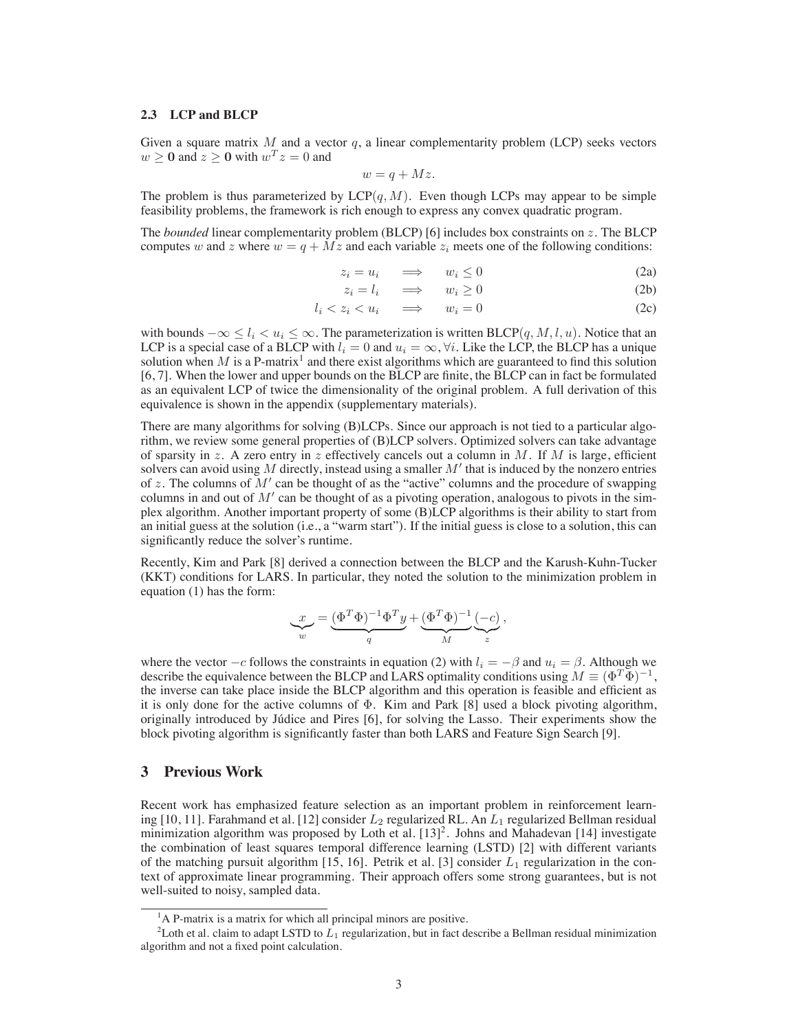### 2.3 LCP and BLCP

Given a square matrix $M$ and a vector $q$, a linear complementarity problem (LCP) seeks vectors $w \geq \mathbf{0}$ and $z \geq \mathbf{0}$ with $w^T z = 0$ and

$$w = q + Mz.$$

The problem is thus parameterized by $\text{LCP}(q, M)$. Even though LCPs may appear to be simple feasibility problems, the framework is rich enough to express any convex quadratic program.

The *bounded* linear complementarity problem (BLCP) [6] includes box constraints on $z$. The BLCP computes $w$ and $z$ where $w = q + Mz$ and each variable $z_i$ meets one of the following conditions:

$$z_i = u_i \quad \Longrightarrow \quad w_i \leq 0 \tag{2a}$$

$$z_i = l_i \quad \Longrightarrow \quad w_i \geq 0 \tag{2b}$$

$$l_i < z_i < u_i \quad \Longrightarrow \quad w_i = 0 \tag{2c}$$

with bounds $-\infty \leq l_i < u_i \leq \infty$. The parameterization is written $\text{BLCP}(q, M, l, u)$. Notice that an LCP is a special case of a BLCP with $l_i = 0$ and $u_i = \infty, \forall i$. Like the LCP, the BLCP has a unique solution when $M$ is a P-matrix[1] and there exist algorithms which are guaranteed to find this solution [6, 7]. When the lower and upper bounds on the BLCP are finite, the BLCP can in fact be formulated as an equivalent LCP of twice the dimensionality of the original problem. A full derivation of this equivalence is shown in the appendix (supplementary materials).

There are many algorithms for solving (B)LCPs. Since our approach is not tied to a particular algorithm, we review some general properties of (B)LCP solvers. Optimized solvers can take advantage of sparsity in $z$. A zero entry in $z$ effectively cancels out a column in $M$. If $M$ is large, efficient solvers can avoid using $M$ directly, instead using a smaller $M'$ that is induced by the nonzero entries of $z$. The columns of $M'$ can be thought of as the "active" columns and the procedure of swapping columns in and out of $M'$ can be thought of as a pivoting operation, analogous to pivots in the simplex algorithm. Another important property of some (B)LCP algorithms is their ability to start from an initial guess at the solution (i.e., a "warm start"). If the initial guess is close to a solution, this can significantly reduce the solver's runtime.

Recently, Kim and Park [8] derived a connection between the BLCP and the Karush-Kuhn-Tucker (KKT) conditions for LARS. In particular, they noted the solution to the minimization problem in equation (1) has the form:

$$\underbrace{x}_{w} = \underbrace{(\Phi^T \Phi)^{-1} \Phi^T y}_{q} + \underbrace{(\Phi^T \Phi)^{-1}}_{M} \underbrace{(-c)}_{z},$$

where the vector $-c$ follows the constraints in equation (2) with $l_i = -\beta$ and $u_i = \beta$. Although we describe the equivalence between the BLCP and LARS optimality conditions using $M \equiv (\Phi^T \Phi)^{-1}$, the inverse can take place inside the BLCP algorithm and this operation is feasible and efficient as it is only done for the active columns of $\Phi$. Kim and Park [8] used a block pivoting algorithm, originally introduced by Júdice and Pires [6], for solving the Lasso. Their experiments show the block pivoting algorithm is significantly faster than both LARS and Feature Sign Search [9].

## 3 Previous Work

Recent work has emphasized feature selection as an important problem in reinforcement learning [10, 11]. Farahmand et al. [12] consider $L_2$ regularized RL. An $L_1$ regularized Bellman residual minimization algorithm was proposed by Loth et al. [13][2]. Johns and Mahadevan [14] investigate the combination of least squares temporal difference learning (LSTD) [2] with different variants of the matching pursuit algorithm [15, 16]. Petrik et al. [3] consider $L_1$ regularization in the context of approximate linear programming. Their approach offers some strong guarantees, but is not well-suited to noisy, sampled data.

---

[1] A P-matrix is a matrix for which all principal minors are positive.

[2] Loth et al. claim to adapt LSTD to $L_1$ regularization, but in fact describe a Bellman residual minimization algorithm and not a fixed point calculation.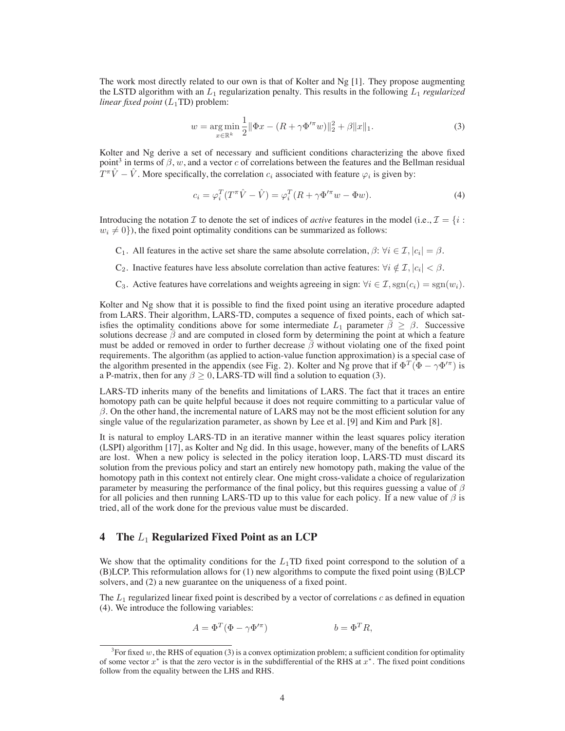The work most directly related to our own is that of Kolter and Ng [1]. They propose augmenting the LSTD algorithm with an $L_1$ regularization penalty. This results in the following $L_1$ *regularized linear fixed point* ($L_1$TD) problem:

$$w = \arg\min_{x \in \mathbb{R}^k} \frac{1}{2}\|\Phi x - (R + \gamma \Phi'^{\pi} w)\|_2^2 + \beta \|x\|_1. \tag{3}$$

Kolter and Ng derive a set of necessary and sufficient conditions characterizing the above fixed point[3] in terms of $\beta$, $w$, and a vector $c$ of correlations between the features and the Bellman residual $T^{\pi}\hat{V} - \hat{V}$. More specifically, the correlation $c_i$ associated with feature $\varphi_i$ is given by:

$$c_i = \varphi_i^T (T^{\pi}\hat{V} - \hat{V}) = \varphi_i^T (R + \gamma \Phi'^{\pi} w - \Phi w). \tag{4}$$

Introducing the notation $\mathcal{I}$ to denote the set of indices of *active* features in the model (i.e., $\mathcal{I} = \{i : w_i \neq 0\}$), the fixed point optimality conditions can be summarized as follows:

- $\text{C}_1$. All features in the active set share the same absolute correlation, $\beta$: $\forall i \in \mathcal{I}, |c_i| = \beta$.
- $\text{C}_2$. Inactive features have less absolute correlation than active features: $\forall i \notin \mathcal{I}, |c_i| < \beta$.
- $\text{C}_3$. Active features have correlations and weights agreeing in sign: $\forall i \in \mathcal{I}, \text{sgn}(c_i) = \text{sgn}(w_i)$.

Kolter and Ng show that it is possible to find the fixed point using an iterative procedure adapted from LARS. Their algorithm, LARS-TD, computes a sequence of fixed points, each of which satisfies the optimality conditions above for some intermediate $L_1$ parameter $\bar{\beta} \geq \beta$. Successive solutions decrease $\bar{\beta}$ and are computed in closed form by determining the point at which a feature must be added or removed in order to further decrease $\bar{\beta}$ without violating one of the fixed point requirements. The algorithm (as applied to action-value function approximation) is a special case of the algorithm presented in the appendix (see Fig. 2). Kolter and Ng prove that if $\Phi^T(\Phi - \gamma \Phi'^{\pi})$ is a P-matrix, then for any $\beta \geq 0$, LARS-TD will find a solution to equation (3).

LARS-TD inherits many of the benefits and limitations of LARS. The fact that it traces an entire homotopy path can be quite helpful because it does not require committing to a particular value of $\beta$. On the other hand, the incremental nature of LARS may not be the most efficient solution for any single value of the regularization parameter, as shown by Lee et al. [9] and Kim and Park [8].

It is natural to employ LARS-TD in an iterative manner within the least squares policy iteration (LSPI) algorithm [17], as Kolter and Ng did. In this usage, however, many of the benefits of LARS are lost. When a new policy is selected in the policy iteration loop, LARS-TD must discard its solution from the previous policy and start an entirely new homotopy path, making the value of the homotopy path in this context not entirely clear. One might cross-validate a choice of regularization parameter by measuring the performance of the final policy, but this requires guessing a value of $\beta$ for all policies and then running LARS-TD up to this value for each policy. If a new value of $\beta$ is tried, all of the work done for the previous value must be discarded.

## 4 The $L_1$ Regularized Fixed Point as an LCP

We show that the optimality conditions for the $L_1$TD fixed point correspond to the solution of a (B)LCP. This reformulation allows for (1) new algorithms to compute the fixed point using (B)LCP solvers, and (2) a new guarantee on the uniqueness of a fixed point.

The $L_1$ regularized linear fixed point is described by a vector of correlations $c$ as defined in equation (4). We introduce the following variables:

$$A = \Phi^T(\Phi - \gamma \Phi'^{\pi}) \qquad\qquad b = \Phi^T R,$$

[3] For fixed $w$, the RHS of equation (3) is a convex optimization problem; a sufficient condition for optimality of some vector $x^*$ is that the zero vector is in the subdifferential of the RHS at $x^*$. The fixed point conditions follow from the equality between the LHS and RHS.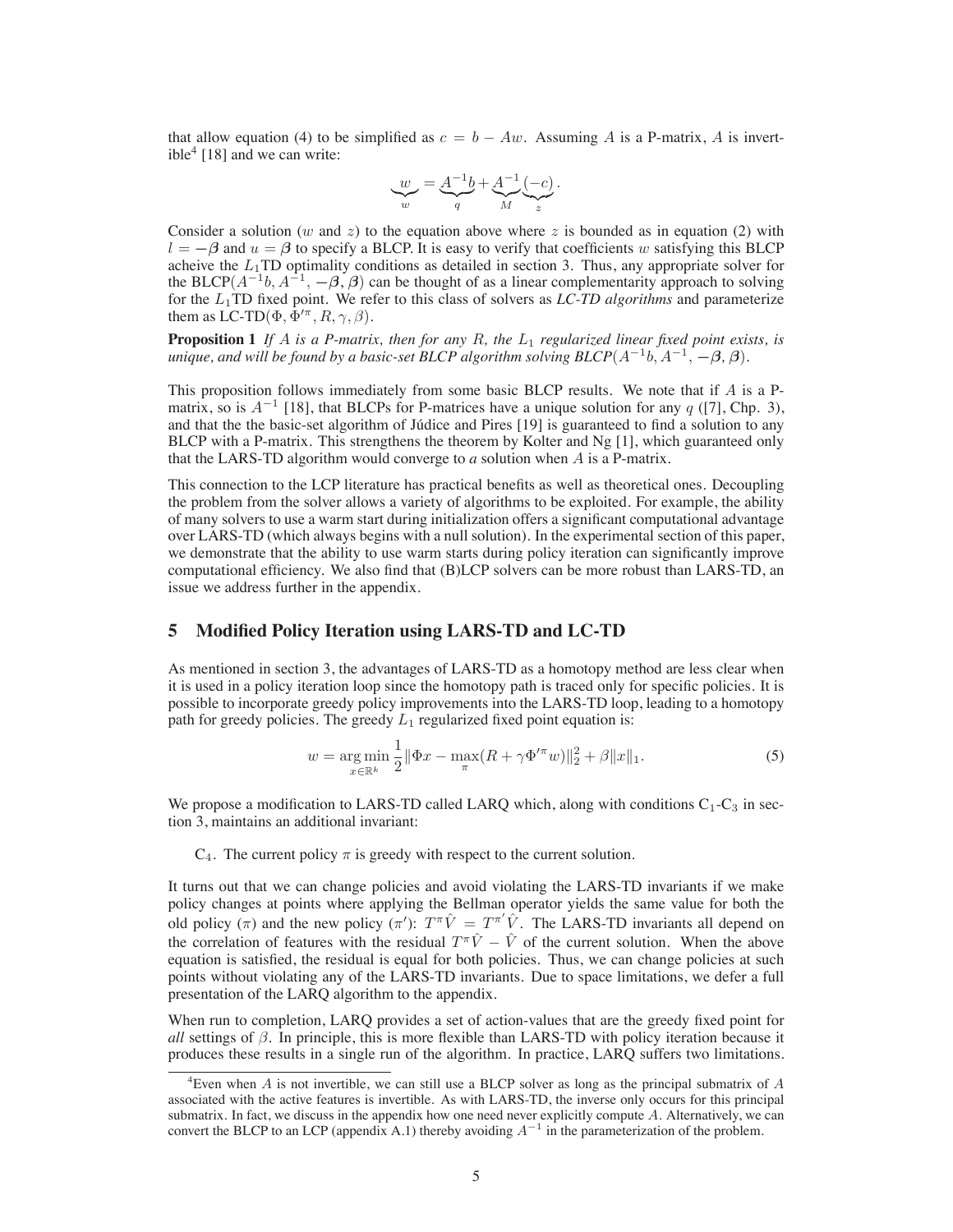that allow equation (4) to be simplified as $c = b - Aw$. Assuming $A$ is a P-matrix, $A$ is invertible[4] [18] and we can write:

$$\underbrace{w}_{w} = \underbrace{A^{-1}b}_{q} + \underbrace{A^{-1}}_{M}\underbrace{(-c)}_{z}.$$

Consider a solution ($w$ and $z$) to the equation above where $z$ is bounded as in equation (2) with $l = -\boldsymbol{\beta}$ and $u = \boldsymbol{\beta}$ to specify a BLCP. It is easy to verify that coefficients $w$ satisfying this BLCP acheive the $L_1$TD optimality conditions as detailed in section 3. Thus, any appropriate solver for the BLCP($A^{-1}b, A^{-1}, -\boldsymbol{\beta}, \boldsymbol{\beta}$) can be thought of as a linear complementarity approach to solving for the $L_1$TD fixed point. We refer to this class of solvers as *LC-TD algorithms* and parameterize them as LC-TD($\Phi, \Phi'^{\pi}, R, \gamma, \beta$).

**Proposition 1** *If $A$ is a P-matrix, then for any $R$, the $L_1$ regularized linear fixed point exists, is unique, and will be found by a basic-set BLCP algorithm solving BLCP($A^{-1}b, A^{-1}, -\boldsymbol{\beta}, \boldsymbol{\beta}$).*

This proposition follows immediately from some basic BLCP results. We note that if $A$ is a P-matrix, so is $A^{-1}$ [18], that BLCPs for P-matrices have a unique solution for any $q$ ([7], Chp. 3), and that the the basic-set algorithm of Júdice and Pires [19] is guaranteed to find a solution to any BLCP with a P-matrix. This strengthens the theorem by Kolter and Ng [1], which guaranteed only that the LARS-TD algorithm would converge to *a* solution when $A$ is a P-matrix.

This connection to the LCP literature has practical benefits as well as theoretical ones. Decoupling the problem from the solver allows a variety of algorithms to be exploited. For example, the ability of many solvers to use a warm start during initialization offers a significant computational advantage over LARS-TD (which always begins with a null solution). In the experimental section of this paper, we demonstrate that the ability to use warm starts during policy iteration can significantly improve computational efficiency. We also find that (B)LCP solvers can be more robust than LARS-TD, an issue we address further in the appendix.

## 5 Modified Policy Iteration using LARS-TD and LC-TD

As mentioned in section 3, the advantages of LARS-TD as a homotopy method are less clear when it is used in a policy iteration loop since the homotopy path is traced only for specific policies. It is possible to incorporate greedy policy improvements into the LARS-TD loop, leading to a homotopy path for greedy policies. The greedy $L_1$ regularized fixed point equation is:

$$w = \underset{x \in \mathbb{R}^k}{\arg\min} \frac{1}{2}\|\Phi x - \max_{\pi}(R + \gamma \Phi'^{\pi} w)\|_2^2 + \beta \|x\|_1. \tag{5}$$

We propose a modification to LARS-TD called LARQ which, along with conditions $C_1$-$C_3$ in section 3, maintains an additional invariant:

$C_4$. The current policy $\pi$ is greedy with respect to the current solution.

It turns out that we can change policies and avoid violating the LARS-TD invariants if we make policy changes at points where applying the Bellman operator yields the same value for both the old policy ($\pi$) and the new policy ($\pi'$): $T^{\pi}\hat{V} = T^{\pi'}\hat{V}$. The LARS-TD invariants all depend on the correlation of features with the residual $T^{\pi}\hat{V} - \hat{V}$ of the current solution. When the above equation is satisfied, the residual is equal for both policies. Thus, we can change policies at such points without violating any of the LARS-TD invariants. Due to space limitations, we defer a full presentation of the LARQ algorithm to the appendix.

When run to completion, LARQ provides a set of action-values that are the greedy fixed point for *all* settings of $\beta$. In principle, this is more flexible than LARS-TD with policy iteration because it produces these results in a single run of the algorithm. In practice, LARQ suffers two limitations.

[4] Even when $A$ is not invertible, we can still use a BLCP solver as long as the principal submatrix of $A$ associated with the active features is invertible. As with LARS-TD, the inverse only occurs for this principal submatrix. In fact, we discuss in the appendix how one need never explicitly compute $A$. Alternatively, we can convert the BLCP to an LCP (appendix A.1) thereby avoiding $A^{-1}$ in the parameterization of the problem.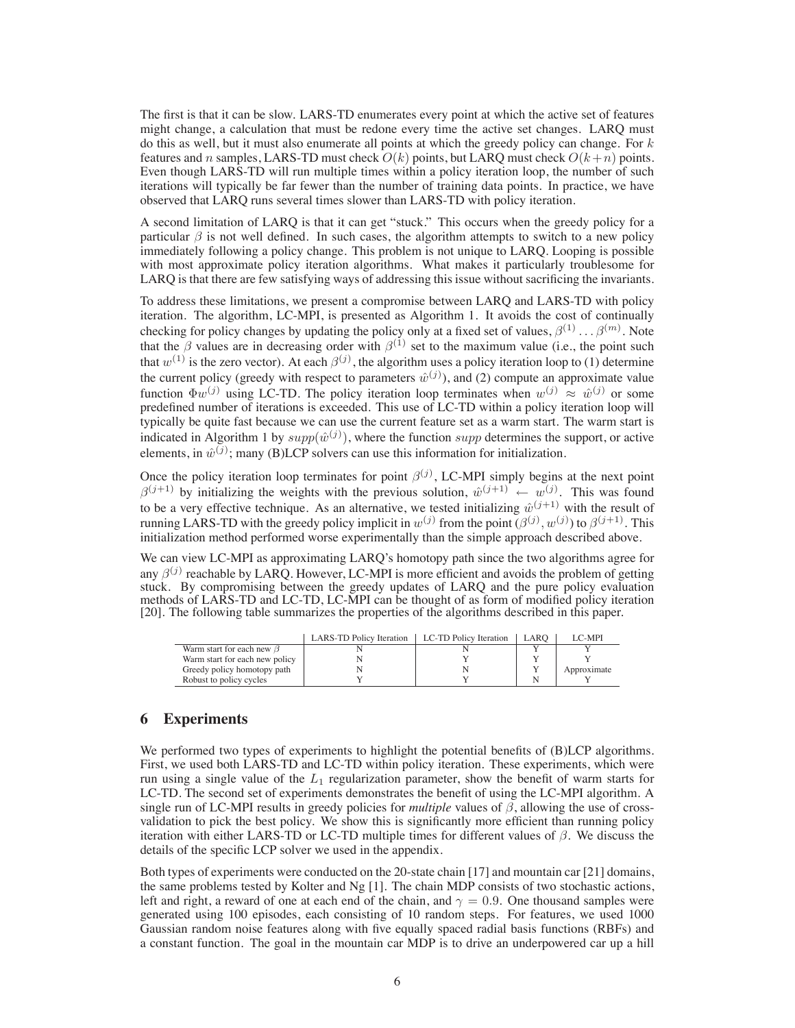The first is that it can be slow. LARS-TD enumerates every point at which the active set of features might change, a calculation that must be redone every time the active set changes. LARQ must do this as well, but it must also enumerate all points at which the greedy policy can change. For $k$ features and $n$ samples, LARS-TD must check $O(k)$ points, but LARQ must check $O(k+n)$ points. Even though LARS-TD will run multiple times within a policy iteration loop, the number of such iterations will typically be far fewer than the number of training data points. In practice, we have observed that LARQ runs several times slower than LARS-TD with policy iteration.

A second limitation of LARQ is that it can get "stuck." This occurs when the greedy policy for a particular $\beta$ is not well defined. In such cases, the algorithm attempts to switch to a new policy immediately following a policy change. This problem is not unique to LARQ. Looping is possible with most approximate policy iteration algorithms. What makes it particularly troublesome for LARQ is that there are few satisfying ways of addressing this issue without sacrificing the invariants.

To address these limitations, we present a compromise between LARQ and LARS-TD with policy iteration. The algorithm, LC-MPI, is presented as Algorithm 1. It avoids the cost of continually checking for policy changes by updating the policy only at a fixed set of values, $\beta^{(1)} \dots \beta^{(m)}$. Note that the $\beta$ values are in decreasing order with $\beta^{(1)}$ set to the maximum value (i.e., the point such that $w^{(1)}$ is the zero vector). At each $\beta^{(j)}$, the algorithm uses a policy iteration loop to (1) determine the current policy (greedy with respect to parameters $\hat{w}^{(j)}$), and (2) compute an approximate value function $\Phi w^{(j)}$ using LC-TD. The policy iteration loop terminates when $w^{(j)} \approx \hat{w}^{(j)}$ or some predefined number of iterations is exceeded. This use of LC-TD within a policy iteration loop will typically be quite fast because we can use the current feature set as a warm start. The warm start is indicated in Algorithm 1 by $supp(\hat{w}^{(j)})$, where the function $supp$ determines the support, or active elements, in $\hat{w}^{(j)}$; many (B)LCP solvers can use this information for initialization.

Once the policy iteration loop terminates for point $\beta^{(j)}$, LC-MPI simply begins at the next point $\beta^{(j+1)}$ by initializing the weights with the previous solution, $\hat{w}^{(j+1)} \leftarrow w^{(j)}$. This was found to be a very effective technique. As an alternative, we tested initializing $\hat{w}^{(j+1)}$ with the result of running LARS-TD with the greedy policy implicit in $w^{(j)}$ from the point $(\beta^{(j)}, w^{(j)})$ to $\beta^{(j+1)}$. This initialization method performed worse experimentally than the simple approach described above.

We can view LC-MPI as approximating LARQ's homotopy path since the two algorithms agree for any $\beta^{(j)}$ reachable by LARQ. However, LC-MPI is more efficient and avoids the problem of getting stuck. By compromising between the greedy updates of LARQ and the pure policy evaluation methods of LARS-TD and LC-TD, LC-MPI can be thought of as form of modified policy iteration [20]. The following table summarizes the properties of the algorithms described in this paper.

| | LARS-TD Policy Iteration | LC-TD Policy Iteration | LARQ | LC-MPI |
|---|---|---|---|---|
| Warm start for each new $\beta$ | N | N | Y | Y |
| Warm start for each new policy | N | Y | Y | Y |
| Greedy policy homotopy path | N | N | Y | Approximate |
| Robust to policy cycles | Y | Y | N | Y |

## 6 Experiments

We performed two types of experiments to highlight the potential benefits of (B)LCP algorithms. First, we used both LARS-TD and LC-TD within policy iteration. These experiments, which were run using a single value of the $L_1$ regularization parameter, show the benefit of warm starts for LC-TD. The second set of experiments demonstrates the benefit of using the LC-MPI algorithm. A single run of LC-MPI results in greedy policies for *multiple* values of $\beta$, allowing the use of cross-validation to pick the best policy. We show this is significantly more efficient than running policy iteration with either LARS-TD or LC-TD multiple times for different values of $\beta$. We discuss the details of the specific LCP solver we used in the appendix.

Both types of experiments were conducted on the 20-state chain [17] and mountain car [21] domains, the same problems tested by Kolter and Ng [1]. The chain MDP consists of two stochastic actions, left and right, a reward of one at each end of the chain, and $\gamma = 0.9$. One thousand samples were generated using 100 episodes, each consisting of 10 random steps. For features, we used 1000 Gaussian random noise features along with five equally spaced radial basis functions (RBFs) and a constant function. The goal in the mountain car MDP is to drive an underpowered car up a hill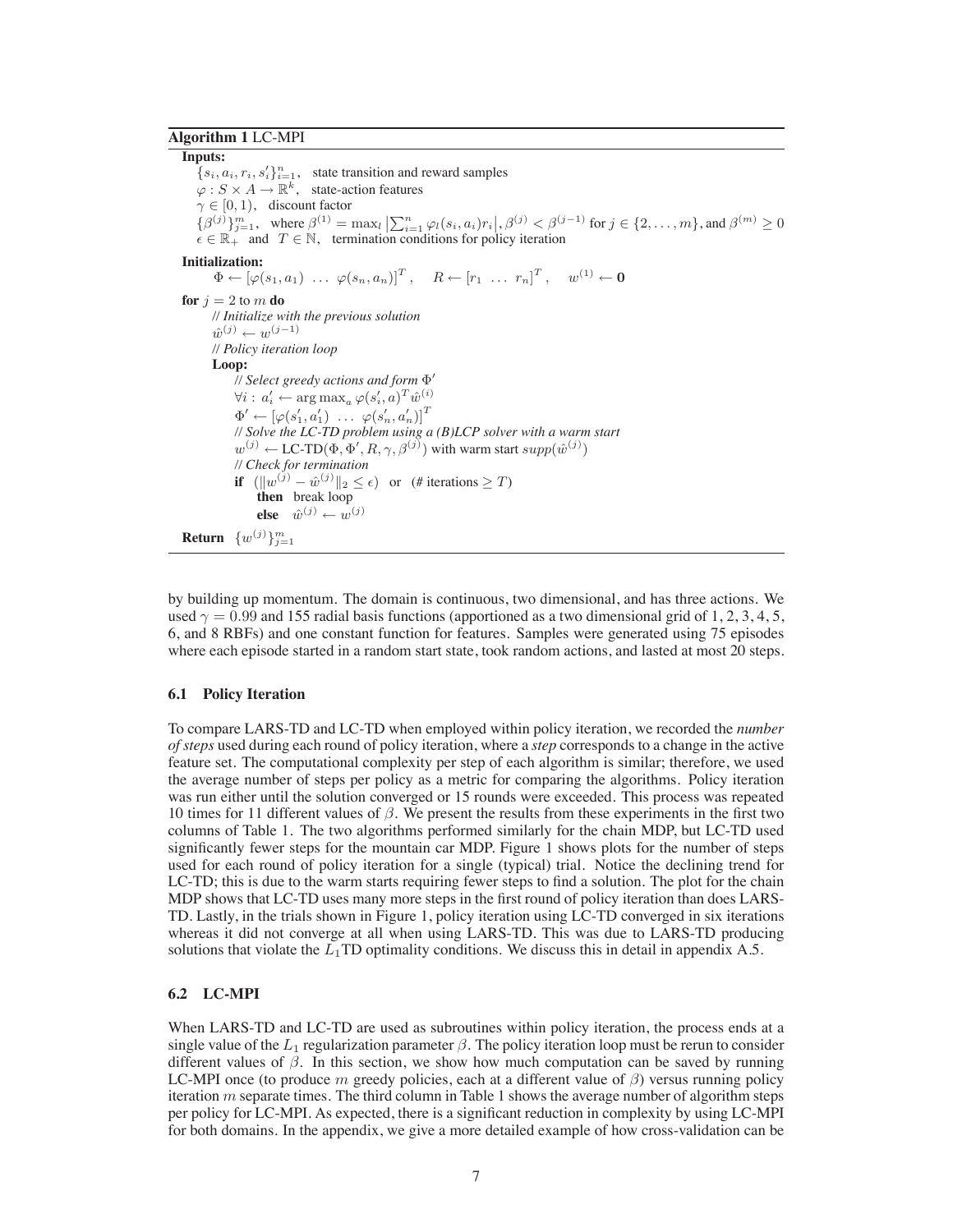**Algorithm 1** LC-MPI

**Inputs:**

$\{s_i, a_i, r_i, s_i'\}_{i=1}^n$, state transition and reward samples

$\varphi : S \times A \to \mathbb{R}^k$, state-action features

$\gamma \in [0, 1)$, discount factor

$\{\beta^{(j)}\}_{j=1}^m$, where $\beta^{(1)} = \max_l \left|\sum_{i=1}^n \varphi_l(s_i, a_i) r_i\right|$, $\beta^{(j)} < \beta^{(j-1)}$ for $j \in \{2, \ldots, m\}$, and $\beta^{(m)} \geq 0$

$\epsilon \in \mathbb{R}_+$ and $T \in \mathbb{N}$, termination conditions for policy iteration

**Initialization:**

$\Phi \leftarrow [\varphi(s_1, a_1) \ \ldots \ \varphi(s_n, a_n)]^T, \quad R \leftarrow [r_1 \ \ldots \ r_n]^T, \quad w^{(1)} \leftarrow \mathbf{0}$

**for** $j = 2$ to $m$ **do**

  *// Initialize with the previous solution*

  $\hat{w}^{(j)} \leftarrow w^{(j-1)}$

  *// Policy iteration loop*

  **Loop:**

    *// Select greedy actions and form* $\Phi'$

    $\forall i : \ a_i' \leftarrow \arg\max_a \varphi(s_i', a)^T \hat{w}^{(i)}$

    $\Phi' \leftarrow [\varphi(s_1', a_1') \ \ldots \ \varphi(s_n', a_n')]^T$

    *// Solve the LC-TD problem using a (B)LCP solver with a warm start*

    $w^{(j)} \leftarrow$ LC-TD$(\Phi, \Phi', R, \gamma, \beta^{(j)})$ with warm start $supp(\hat{w}^{(j)})$

    *// Check for termination*

    **if** $(\|w^{(j)} - \hat{w}^{(j)}\|_2 \leq \epsilon)$ or (# iterations $\geq T$)

      **then** break loop

      **else** $\hat{w}^{(j)} \leftarrow w^{(j)}$

**Return** $\{w^{(j)}\}_{j=1}^m$

by building up momentum. The domain is continuous, two dimensional, and has three actions. We used $\gamma = 0.99$ and 155 radial basis functions (apportioned as a two dimensional grid of 1, 2, 3, 4, 5, 6, and 8 RBFs) and one constant function for features. Samples were generated using 75 episodes where each episode started in a random start state, took random actions, and lasted at most 20 steps.

### 6.1 Policy Iteration

To compare LARS-TD and LC-TD when employed within policy iteration, we recorded the *number of steps* used during each round of policy iteration, where a *step* corresponds to a change in the active feature set. The computational complexity per step of each algorithm is similar; therefore, we used the average number of steps per policy as a metric for comparing the algorithms. Policy iteration was run either until the solution converged or 15 rounds were exceeded. This process was repeated 10 times for 11 different values of $\beta$. We present the results from these experiments in the first two columns of Table 1. The two algorithms performed similarly for the chain MDP, but LC-TD used significantly fewer steps for the mountain car MDP. Figure 1 shows plots for the number of steps used for each round of policy iteration for a single (typical) trial. Notice the declining trend for LC-TD; this is due to the warm starts requiring fewer steps to find a solution. The plot for the chain MDP shows that LC-TD uses many more steps in the first round of policy iteration than does LARS-TD. Lastly, in the trials shown in Figure 1, policy iteration using LC-TD converged in six iterations whereas it did not converge at all when using LARS-TD. This was due to LARS-TD producing solutions that violate the $L_1$TD optimality conditions. We discuss this in detail in appendix A.5.

### 6.2 LC-MPI

When LARS-TD and LC-TD are used as subroutines within policy iteration, the process ends at a single value of the $L_1$ regularization parameter $\beta$. The policy iteration loop must be rerun to consider different values of $\beta$. In this section, we show how much computation can be saved by running LC-MPI once (to produce $m$ greedy policies, each at a different value of $\beta$) versus running policy iteration $m$ separate times. The third column in Table 1 shows the average number of algorithm steps per policy for LC-MPI. As expected, there is a significant reduction in complexity by using LC-MPI for both domains. In the appendix, we give a more detailed example of how cross-validation can be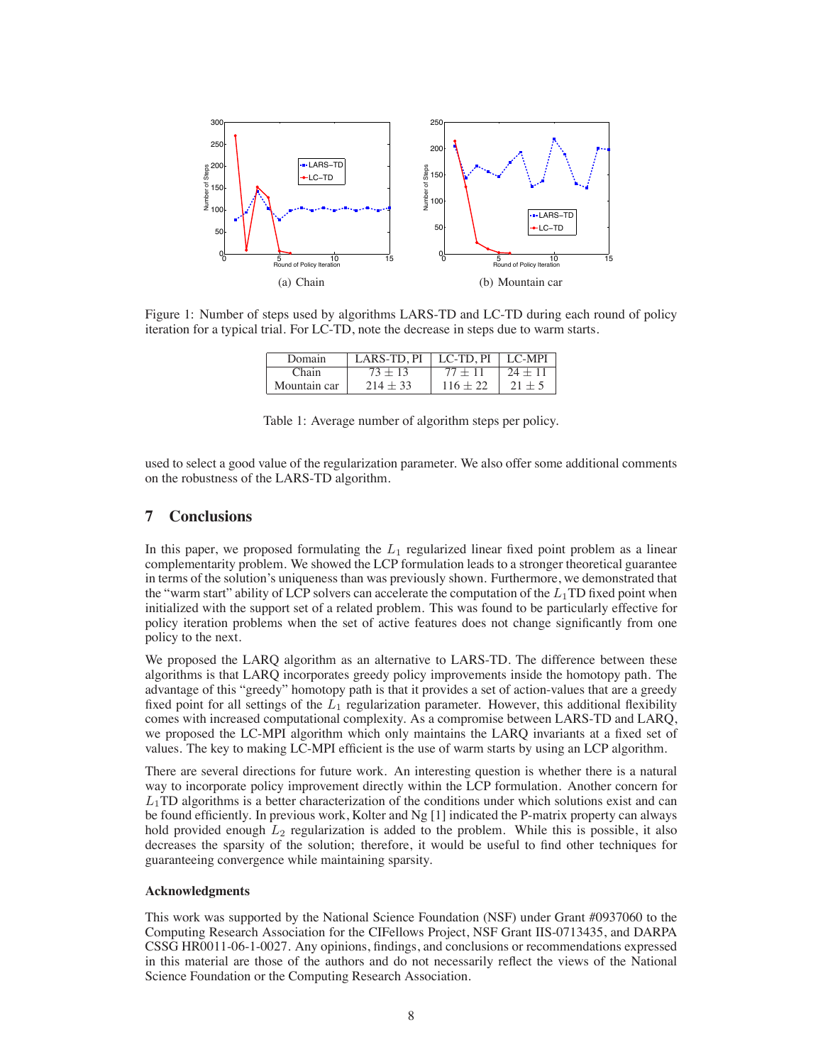(a) Chain

(b) Mountain car

Figure 1: Number of steps used by algorithms LARS-TD and LC-TD during each round of policy iteration for a typical trial. For LC-TD, note the decrease in steps due to warm starts.

| Domain | LARS-TD, PI | LC-TD, PI | LC-MPI |
|---|---|---|---|
| Chain | $73 \pm 13$ | $77 \pm 11$ | $24 \pm 11$ |
| Mountain car | $214 \pm 33$ | $116 \pm 22$ | $21 \pm 5$ |

Table 1: Average number of algorithm steps per policy.

used to select a good value of the regularization parameter. We also offer some additional comments on the robustness of the LARS-TD algorithm.

## 7 Conclusions

In this paper, we proposed formulating the $L_1$ regularized linear fixed point problem as a linear complementarity problem. We showed the LCP formulation leads to a stronger theoretical guarantee in terms of the solution's uniqueness than was previously shown. Furthermore, we demonstrated that the "warm start" ability of LCP solvers can accelerate the computation of the $L_1$TD fixed point when initialized with the support set of a related problem. This was found to be particularly effective for policy iteration problems when the set of active features does not change significantly from one policy to the next.

We proposed the LARQ algorithm as an alternative to LARS-TD. The difference between these algorithms is that LARQ incorporates greedy policy improvements inside the homotopy path. The advantage of this "greedy" homotopy path is that it provides a set of action-values that are a greedy fixed point for all settings of the $L_1$ regularization parameter. However, this additional flexibility comes with increased computational complexity. As a compromise between LARS-TD and LARQ, we proposed the LC-MPI algorithm which only maintains the LARQ invariants at a fixed set of values. The key to making LC-MPI efficient is the use of warm starts by using an LCP algorithm.

There are several directions for future work. An interesting question is whether there is a natural way to incorporate policy improvement directly within the LCP formulation. Another concern for $L_1$TD algorithms is a better characterization of the conditions under which solutions exist and can be found efficiently. In previous work, Kolter and Ng [1] indicated the P-matrix property can always hold provided enough $L_2$ regularization is added to the problem. While this is possible, it also decreases the sparsity of the solution; therefore, it would be useful to find other techniques for guaranteeing convergence while maintaining sparsity.

#### Acknowledgments

This work was supported by the National Science Foundation (NSF) under Grant #0937060 to the Computing Research Association for the CIFellows Project, NSF Grant IIS-0713435, and DARPA CSSG HR0011-06-1-0027. Any opinions, findings, and conclusions or recommendations expressed in this material are those of the authors and do not necessarily reflect the views of the National Science Foundation or the Computing Research Association.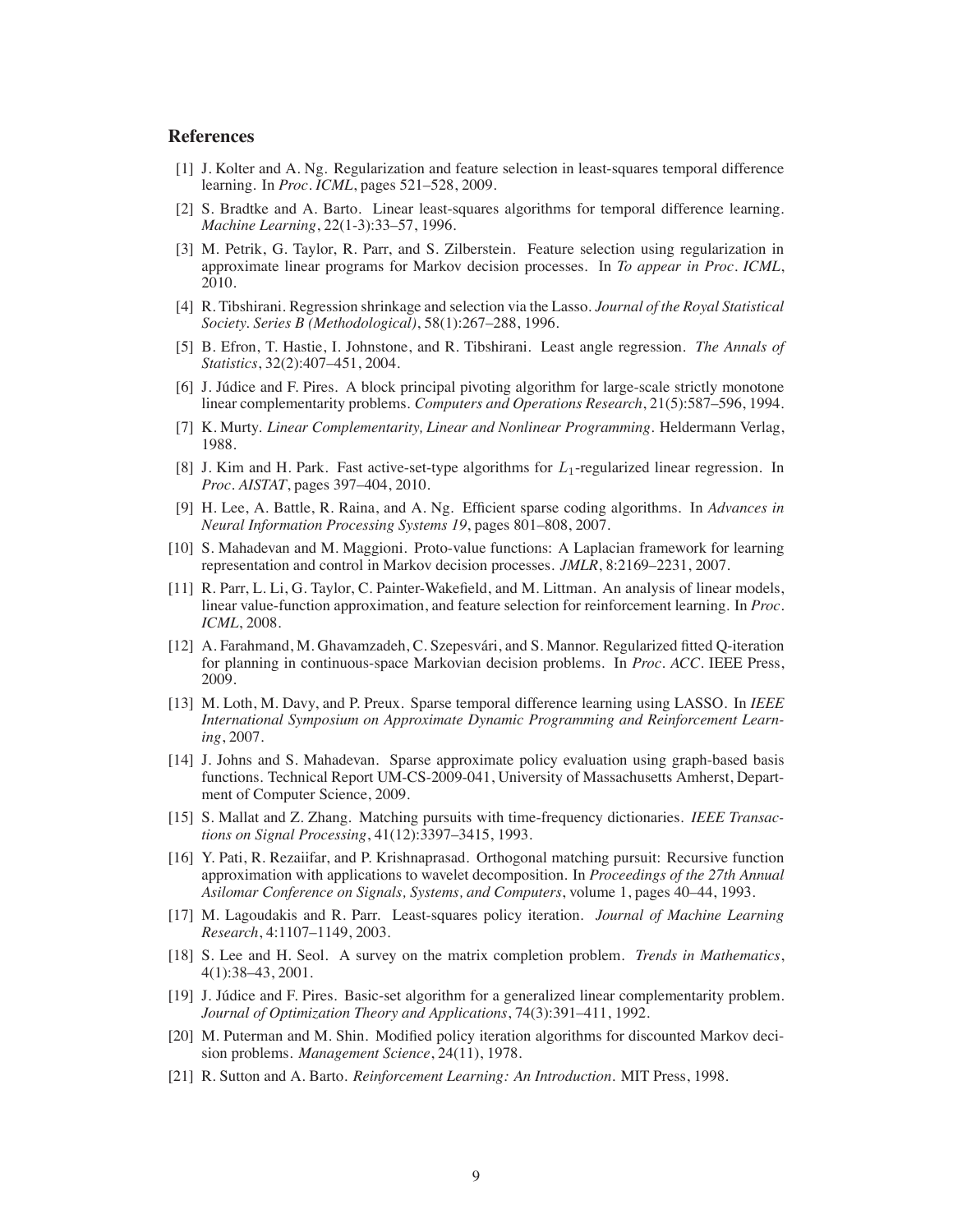## References

[1] J. Kolter and A. Ng. Regularization and feature selection in least-squares temporal difference learning. In *Proc. ICML*, pages 521–528, 2009.

[2] S. Bradtke and A. Barto. Linear least-squares algorithms for temporal difference learning. *Machine Learning*, 22(1-3):33–57, 1996.

[3] M. Petrik, G. Taylor, R. Parr, and S. Zilberstein. Feature selection using regularization in approximate linear programs for Markov decision processes. In *To appear in Proc. ICML*, 2010.

[4] R. Tibshirani. Regression shrinkage and selection via the Lasso. *Journal of the Royal Statistical Society. Series B (Methodological)*, 58(1):267–288, 1996.

[5] B. Efron, T. Hastie, I. Johnstone, and R. Tibshirani. Least angle regression. *The Annals of Statistics*, 32(2):407–451, 2004.

[6] J. Júdice and F. Pires. A block principal pivoting algorithm for large-scale strictly monotone linear complementarity problems. *Computers and Operations Research*, 21(5):587–596, 1994.

[7] K. Murty. *Linear Complementarity, Linear and Nonlinear Programming*. Heldermann Verlag, 1988.

[8] J. Kim and H. Park. Fast active-set-type algorithms for $L_1$-regularized linear regression. In *Proc. AISTAT*, pages 397–404, 2010.

[9] H. Lee, A. Battle, R. Raina, and A. Ng. Efficient sparse coding algorithms. In *Advances in Neural Information Processing Systems 19*, pages 801–808, 2007.

[10] S. Mahadevan and M. Maggioni. Proto-value functions: A Laplacian framework for learning representation and control in Markov decision processes. *JMLR*, 8:2169–2231, 2007.

[11] R. Parr, L. Li, G. Taylor, C. Painter-Wakefield, and M. Littman. An analysis of linear models, linear value-function approximation, and feature selection for reinforcement learning. In *Proc. ICML*, 2008.

[12] A. Farahmand, M. Ghavamzadeh, C. Szepesvári, and S. Mannor. Regularized fitted Q-iteration for planning in continuous-space Markovian decision problems. In *Proc. ACC*. IEEE Press, 2009.

[13] M. Loth, M. Davy, and P. Preux. Sparse temporal difference learning using LASSO. In *IEEE International Symposium on Approximate Dynamic Programming and Reinforcement Learning*, 2007.

[14] J. Johns and S. Mahadevan. Sparse approximate policy evaluation using graph-based basis functions. Technical Report UM-CS-2009-041, University of Massachusetts Amherst, Department of Computer Science, 2009.

[15] S. Mallat and Z. Zhang. Matching pursuits with time-frequency dictionaries. *IEEE Transactions on Signal Processing*, 41(12):3397–3415, 1993.

[16] Y. Pati, R. Rezaiifar, and P. Krishnaprasad. Orthogonal matching pursuit: Recursive function approximation with applications to wavelet decomposition. In *Proceedings of the 27th Annual Asilomar Conference on Signals, Systems, and Computers*, volume 1, pages 40–44, 1993.

[17] M. Lagoudakis and R. Parr. Least-squares policy iteration. *Journal of Machine Learning Research*, 4:1107–1149, 2003.

[18] S. Lee and H. Seol. A survey on the matrix completion problem. *Trends in Mathematics*, 4(1):38–43, 2001.

[19] J. Júdice and F. Pires. Basic-set algorithm for a generalized linear complementarity problem. *Journal of Optimization Theory and Applications*, 74(3):391–411, 1992.

[20] M. Puterman and M. Shin. Modified policy iteration algorithms for discounted Markov decision problems. *Management Science*, 24(11), 1978.

[21] R. Sutton and A. Barto. *Reinforcement Learning: An Introduction*. MIT Press, 1998.